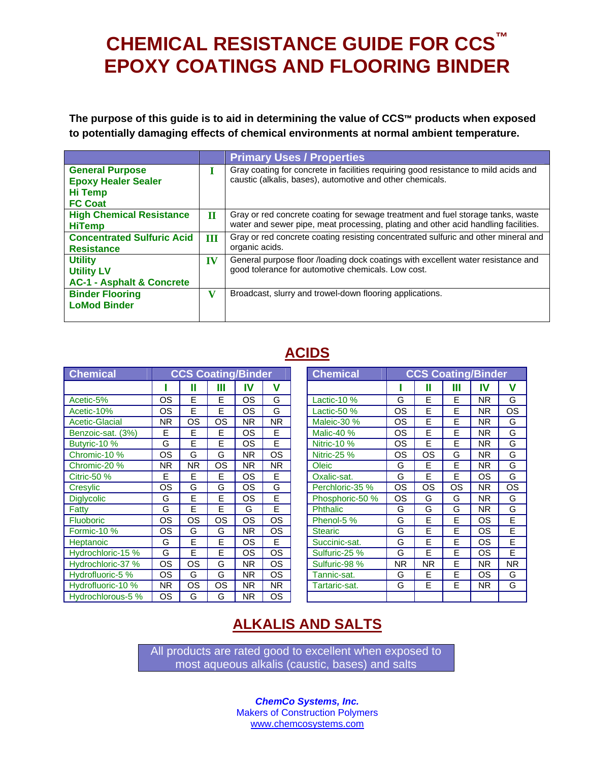# CHEMICAL RESISTANCE GUIDE FOR CCS™ EPOXY COATINGS AND FLOORING BINDER

**The purpose of this guide is to aid in determining the value of CCS™ products when exposed to potentially damaging effects of chemical environments at normal ambient temperature.**

| | | Primary Uses / Properties |
|---|---|---|
| **General Purpose**<br>**Epoxy Healer Sealer**<br>**Hi Temp**<br>**FC Coat** | I | Gray coating for concrete in facilities requiring good resistance to mild acids and caustic (alkalis, bases), automotive and other chemicals. |
| **High Chemical Resistance**<br>**HiTemp** | II | Gray or red concrete coating for sewage treatment and fuel storage tanks, waste water and sewer pipe, meat processing, plating and other acid handling facilities. |
| **Concentrated Sulfuric Acid Resistance** | III | Gray or red concrete coating resisting concentrated sulfuric and other mineral and organic acids. |
| **Utility**<br>**Utility LV**<br>**AC-1 - Asphalt & Concrete** | IV | General purpose floor /loading dock coatings with excellent water resistance and good tolerance for automotive chemicals. Low cost. |
| **Binder Flooring**<br>**LoMod Binder** | V | Broadcast, slurry and trowel-down flooring applications. |

## ACIDS

| Chemical | CCS Coating/Binder | | | | |
|---|---|---|---|---|---|
| | I | II | III | IV | V |
| Acetic-5% | OS | E | E | OS | G |
| Acetic-10% | OS | E | E | OS | G |
| Acetic-Glacial | NR | OS | OS | NR | NR |
| Benzoic-sat. (3%) | E | E | E | OS | E |
| Butyric-10 % | G | E | E | OS | E |
| Chromic-10 % | OS | G | G | NR | OS |
| Chromic-20 % | NR | NR | OS | NR | NR |
| Citric-50 % | E | E | E | OS | E |
| Cresylic | OS | G | G | OS | G |
| Diglycolic | G | E | E | OS | E |
| Fatty | G | E | E | G | E |
| Fluoboric | OS | OS | OS | OS | OS |
| Formic-10 % | OS | G | G | NR | OS |
| Heptanoic | G | E | E | OS | E |
| Hydrochloric-15 % | G | E | E | OS | OS |
| Hydrochloric-37 % | OS | OS | G | NR | OS |
| Hydrofluoric-5 % | OS | G | G | NR | OS |
| Hydrofluoric-10 % | NR | OS | OS | NR | NR |
| Hydrochlorous-5 % | OS | G | G | NR | OS |

| Chemical | CCS Coating/Binder | | | | |
|---|---|---|---|---|---|
| | I | II | III | IV | V |
| Lactic-10 % | G | E | E | NR | G |
| Lactic-50 % | OS | E | E | NR | OS |
| Maleic-30 % | OS | E | E | NR | G |
| Malic-40 % | OS | E | E | NR | G |
| Nitric-10 % | OS | E | E | NR | G |
| Nitric-25 % | OS | OS | G | NR | G |
| Oleic | G | E | E | NR | G |
| Oxalic-sat. | G | E | E | OS | G |
| Perchloric-35 % | OS | OS | OS | NR | OS |
| Phosphoric-50 % | OS | G | G | NR | G |
| Phthalic | G | G | G | NR | G |
| Phenol-5 % | G | E | E | OS | E |
| Stearic | G | E | E | OS | E |
| Succinic-sat. | G | E | E | OS | E |
| Sulfuric-25 % | G | E | E | OS | E |
| Sulfuric-98 % | NR | NR | E | NR | NR |
| Tannic-sat. | G | E | E | OS | G |
| Tartaric-sat. | G | E | E | NR | G |

## ALKALIS AND SALTS

All products are rated good to excellent when exposed to most aqueous alkalis (caustic, bases) and salts

***ChemCo Systems, Inc.***
Makers of Construction Polymers
www.chemcosystems.com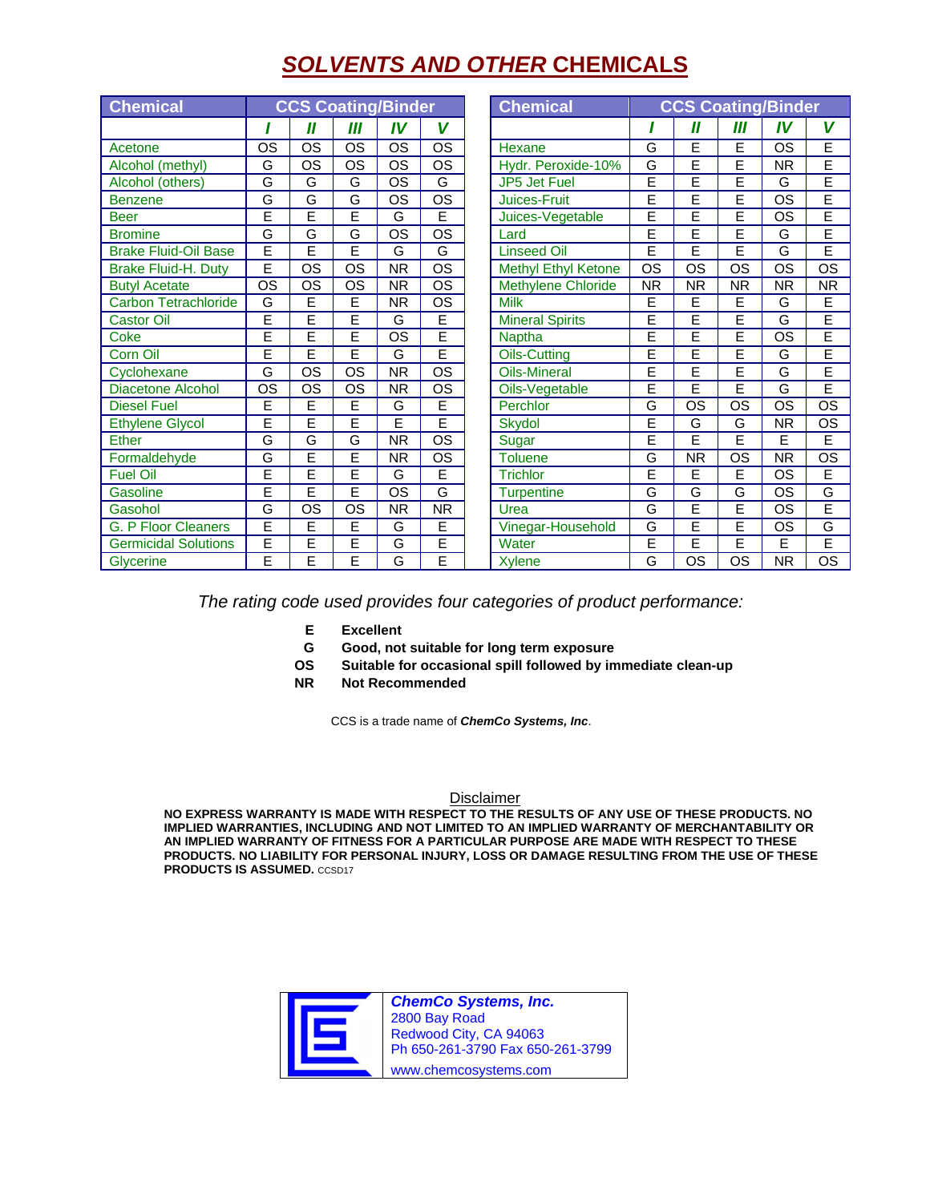# *SOLVENTS AND OTHER* CHEMICALS

| Chemical | CCS Coating/Binder | | | | |
|---|---|---|---|---|---|
| | *I* | *II* | *III* | *IV* | *V* |
| Acetone | OS | OS | OS | OS | OS |
| Alcohol (methyl) | G | OS | OS | OS | OS |
| Alcohol (others) | G | G | G | OS | G |
| Benzene | G | G | G | OS | OS |
| Beer | E | E | E | G | E |
| Bromine | G | G | G | OS | OS |
| Brake Fluid-Oil Base | E | E | E | G | G |
| Brake Fluid-H. Duty | E | OS | OS | NR | OS |
| Butyl Acetate | OS | OS | OS | NR | OS |
| Carbon Tetrachloride | G | E | E | NR | OS |
| Castor Oil | E | E | E | G | E |
| Coke | E | E | E | OS | E |
| Corn Oil | E | E | E | G | E |
| Cyclohexane | G | OS | OS | NR | OS |
| Diacetone Alcohol | OS | OS | OS | NR | OS |
| Diesel Fuel | E | E | E | G | E |
| Ethylene Glycol | E | E | E | E | E |
| Ether | G | G | G | NR | OS |
| Formaldehyde | G | E | E | NR | OS |
| Fuel Oil | E | E | E | G | E |
| Gasoline | E | E | E | OS | G |
| Gasohol | G | OS | OS | NR | NR |
| G. P Floor Cleaners | E | E | E | G | E |
| Germicidal Solutions | E | E | E | G | E |
| Glycerine | E | E | E | G | E |

| Chemical | CCS Coating/Binder | | | | |
|---|---|---|---|---|---|
| | *I* | *II* | *III* | *IV* | *V* |
| Hexane | G | E | E | OS | E |
| Hydr. Peroxide-10% | G | E | E | NR | E |
| JP5 Jet Fuel | E | E | E | G | E |
| Juices-Fruit | E | E | E | OS | E |
| Juices-Vegetable | E | E | E | OS | E |
| Lard | E | E | E | G | E |
| Linseed Oil | E | E | E | G | E |
| Methyl Ethyl Ketone | OS | OS | OS | OS | OS |
| Methylene Chloride | NR | NR | NR | NR | NR |
| Milk | E | E | E | G | E |
| Mineral Spirits | E | E | E | G | E |
| Naptha | E | E | E | OS | E |
| Oils-Cutting | E | E | E | G | E |
| Oils-Mineral | E | E | E | G | E |
| Oils-Vegetable | E | E | E | G | E |
| Perchlor | G | OS | OS | OS | OS |
| Skydol | E | G | G | NR | OS |
| Sugar | E | E | E | E | E |
| Toluene | G | NR | OS | NR | OS |
| Trichlor | E | E | E | OS | E |
| Turpentine | G | G | G | OS | G |
| Urea | G | E | E | OS | E |
| Vinegar-Household | G | E | E | OS | G |
| Water | E | E | E | E | E |
| Xylene | G | OS | OS | NR | OS |

*The rating code used provides four categories of product performance:*

- **E** **Excellent**
- **G** **Good, not suitable for long term exposure**
- **OS** **Suitable for occasional spill followed by immediate clean-up**
- **NR** **Not Recommended**

CCS is a trade name of ***ChemCo Systems, Inc***.

Disclaimer

**NO EXPRESS WARRANTY IS MADE WITH RESPECT TO THE RESULTS OF ANY USE OF THESE PRODUCTS. NO IMPLIED WARRANTIES, INCLUDING AND NOT LIMITED TO AN IMPLIED WARRANTY OF MERCHANTABILITY OR AN IMPLIED WARRANTY OF FITNESS FOR A PARTICULAR PURPOSE ARE MADE WITH RESPECT TO THESE PRODUCTS. NO LIABILITY FOR PERSONAL INJURY, LOSS OR DAMAGE RESULTING FROM THE USE OF THESE PRODUCTS IS ASSUMED.** CCSD17

***ChemCo Systems, Inc.***
2800 Bay Road
Redwood City, CA 94063
Ph 650-261-3790 Fax 650-261-3799
www.chemcosystems.com